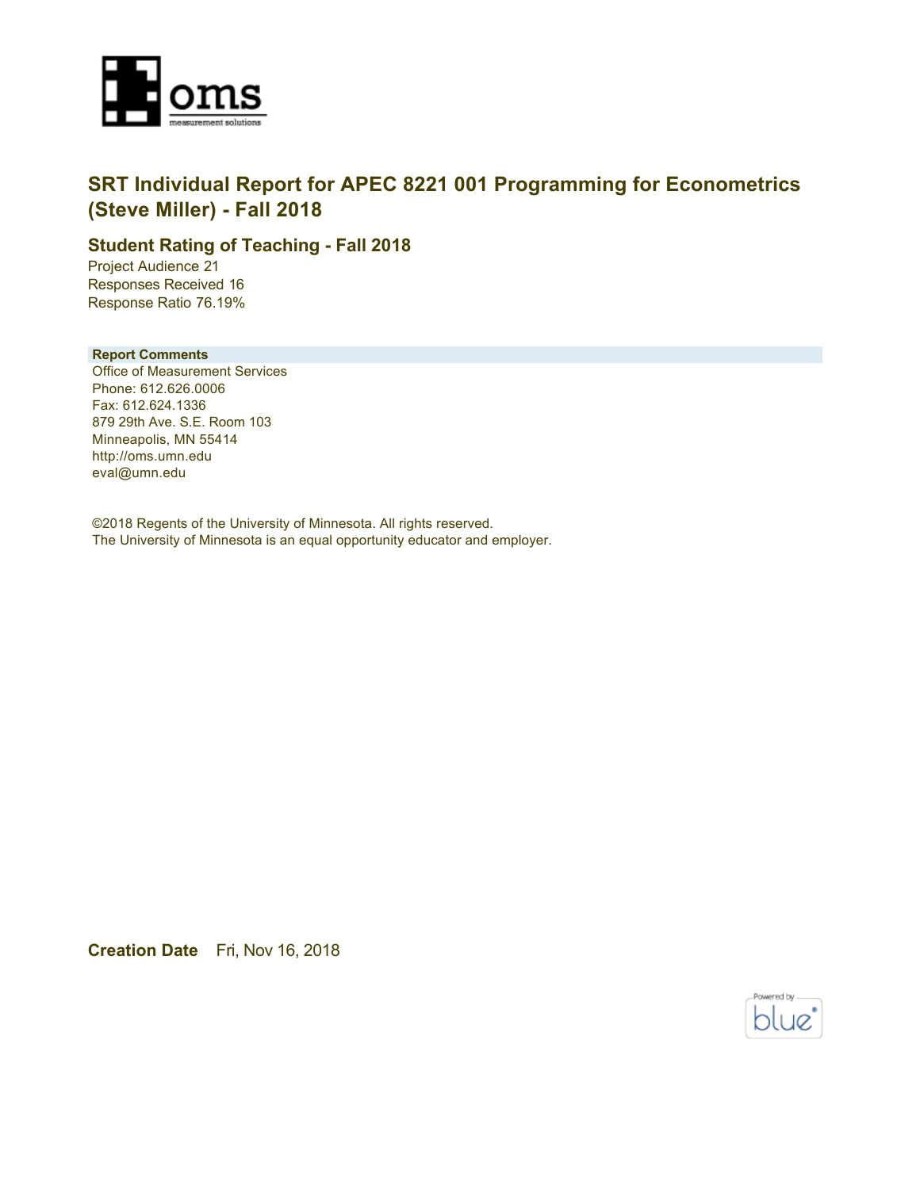# SRT Individual Report for APEC 8221 001 Programming for Econometrics (Steve Miller) - Fall 2018

## Student Rating of Teaching - Fall 2018

Project Audience 21
Responses Received 16
Response Ratio 76.19%

**Report Comments**

Office of Measurement Services
Phone: 612.626.0006
Fax: 612.624.1336
879 29th Ave. S.E. Room 103
Minneapolis, MN 55414
http://oms.umn.edu
eval@umn.edu

©2018 Regents of the University of Minnesota. All rights reserved.
The University of Minnesota is an equal opportunity educator and employer.

**Creation Date** Fri, Nov 16, 2018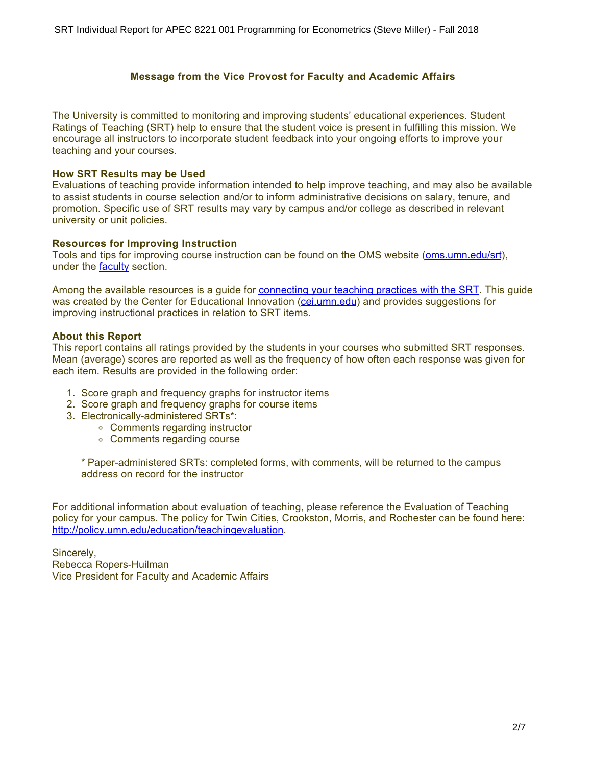## Message from the Vice Provost for Faculty and Academic Affairs

The University is committed to monitoring and improving students' educational experiences. Student Ratings of Teaching (SRT) help to ensure that the student voice is present in fulfilling this mission. We encourage all instructors to incorporate student feedback into your ongoing efforts to improve your teaching and your courses.

**How SRT Results may be Used**
Evaluations of teaching provide information intended to help improve teaching, and may also be available to assist students in course selection and/or to inform administrative decisions on salary, tenure, and promotion. Specific use of SRT results may vary by campus and/or college as described in relevant university or unit policies.

**Resources for Improving Instruction**
Tools and tips for improving course instruction can be found on the OMS website ([oms.umn.edu/srt](oms.umn.edu/srt)), under the faculty section.

Among the available resources is a guide for connecting your teaching practices with the SRT. This guide was created by the Center for Educational Innovation ([cei.umn.edu](cei.umn.edu)) and provides suggestions for improving instructional practices in relation to SRT items.

**About this Report**
This report contains all ratings provided by the students in your courses who submitted SRT responses. Mean (average) scores are reported as well as the frequency of how often each response was given for each item. Results are provided in the following order:

1. Score graph and frequency graphs for instructor items
2. Score graph and frequency graphs for course items
3. Electronically-administered SRTs*:
   - Comments regarding instructor
   - Comments regarding course

   * Paper-administered SRTs: completed forms, with comments, will be returned to the campus address on record for the instructor

For additional information about evaluation of teaching, please reference the Evaluation of Teaching policy for your campus. The policy for Twin Cities, Crookston, Morris, and Rochester can be found here: [http://policy.umn.edu/education/teachingevaluation](http://policy.umn.edu/education/teachingevaluation).

Sincerely,
Rebecca Ropers-Huilman
Vice President for Faculty and Academic Affairs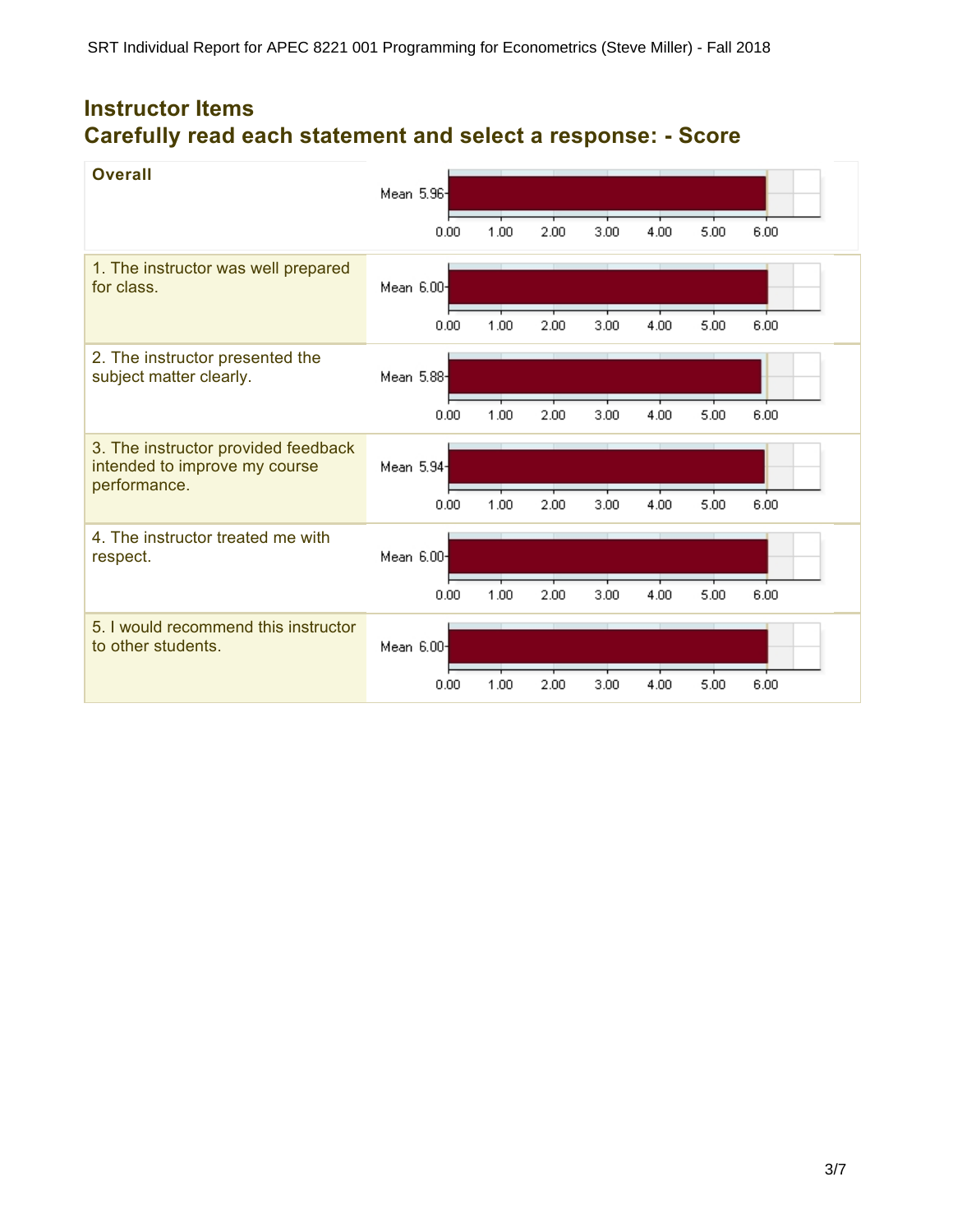## Instructor Items

## Carefully read each statement and select a response: - Score

| Item | Mean |
|---|---|
| **Overall** | 5.96 |
| 1. The instructor was well prepared for class. | 6.00 |
| 2. The instructor presented the subject matter clearly. | 5.88 |
| 3. The instructor provided feedback intended to improve my course performance. | 5.94 |
| 4. The instructor treated me with respect. | 6.00 |
| 5. I would recommend this instructor to other students. | 6.00 |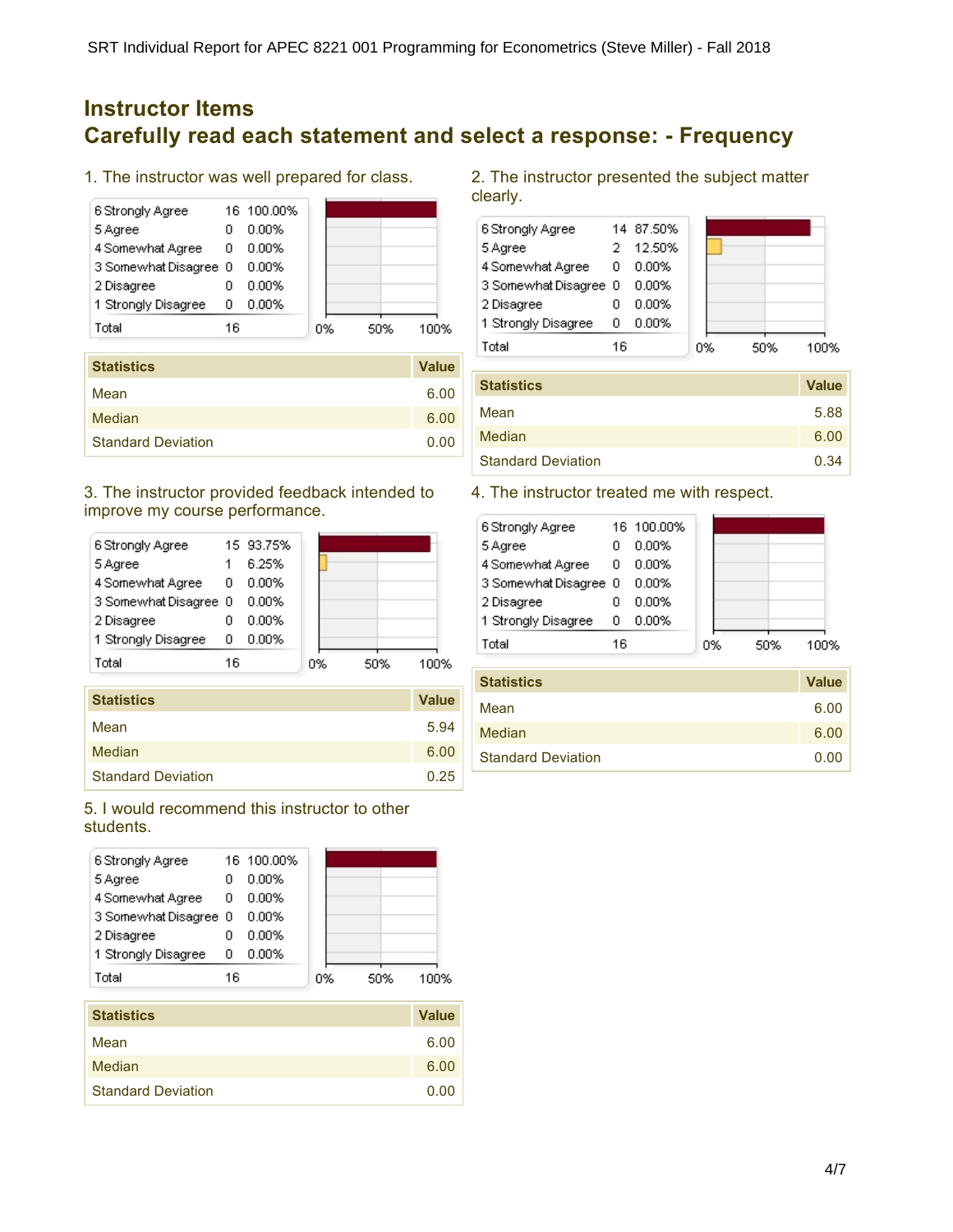## Instructor Items

## Carefully read each statement and select a response: - Frequency

1. The instructor was well prepared for class.

| Response | Count | Percent |
|---|---|---|
| 6 Strongly Agree | 16 | 100.00% |
| 5 Agree | 0 | 0.00% |
| 4 Somewhat Agree | 0 | 0.00% |
| 3 Somewhat Disagree | 0 | 0.00% |
| 2 Disagree | 0 | 0.00% |
| 1 Strongly Disagree | 0 | 0.00% |
| Total | 16 | |

| Statistics | Value |
|---|---|
| Mean | 6.00 |
| Median | 6.00 |
| Standard Deviation | 0.00 |

2. The instructor presented the subject matter clearly.

| Response | Count | Percent |
|---|---|---|
| 6 Strongly Agree | 14 | 87.50% |
| 5 Agree | 2 | 12.50% |
| 4 Somewhat Agree | 0 | 0.00% |
| 3 Somewhat Disagree | 0 | 0.00% |
| 2 Disagree | 0 | 0.00% |
| 1 Strongly Disagree | 0 | 0.00% |
| Total | 16 | |

| Statistics | Value |
|---|---|
| Mean | 5.88 |
| Median | 6.00 |
| Standard Deviation | 0.34 |

3. The instructor provided feedback intended to improve my course performance.

| Response | Count | Percent |
|---|---|---|
| 6 Strongly Agree | 15 | 93.75% |
| 5 Agree | 1 | 6.25% |
| 4 Somewhat Agree | 0 | 0.00% |
| 3 Somewhat Disagree | 0 | 0.00% |
| 2 Disagree | 0 | 0.00% |
| 1 Strongly Disagree | 0 | 0.00% |
| Total | 16 | |

| Statistics | Value |
|---|---|
| Mean | 5.94 |
| Median | 6.00 |
| Standard Deviation | 0.25 |

4. The instructor treated me with respect.

| Response | Count | Percent |
|---|---|---|
| 6 Strongly Agree | 16 | 100.00% |
| 5 Agree | 0 | 0.00% |
| 4 Somewhat Agree | 0 | 0.00% |
| 3 Somewhat Disagree | 0 | 0.00% |
| 2 Disagree | 0 | 0.00% |
| 1 Strongly Disagree | 0 | 0.00% |
| Total | 16 | |

| Statistics | Value |
|---|---|
| Mean | 6.00 |
| Median | 6.00 |
| Standard Deviation | 0.00 |

5. I would recommend this instructor to other students.

| Response | Count | Percent |
|---|---|---|
| 6 Strongly Agree | 16 | 100.00% |
| 5 Agree | 0 | 0.00% |
| 4 Somewhat Agree | 0 | 0.00% |
| 3 Somewhat Disagree | 0 | 0.00% |
| 2 Disagree | 0 | 0.00% |
| 1 Strongly Disagree | 0 | 0.00% |
| Total | 16 | |

| Statistics | Value |
|---|---|
| Mean | 6.00 |
| Median | 6.00 |
| Standard Deviation | 0.00 |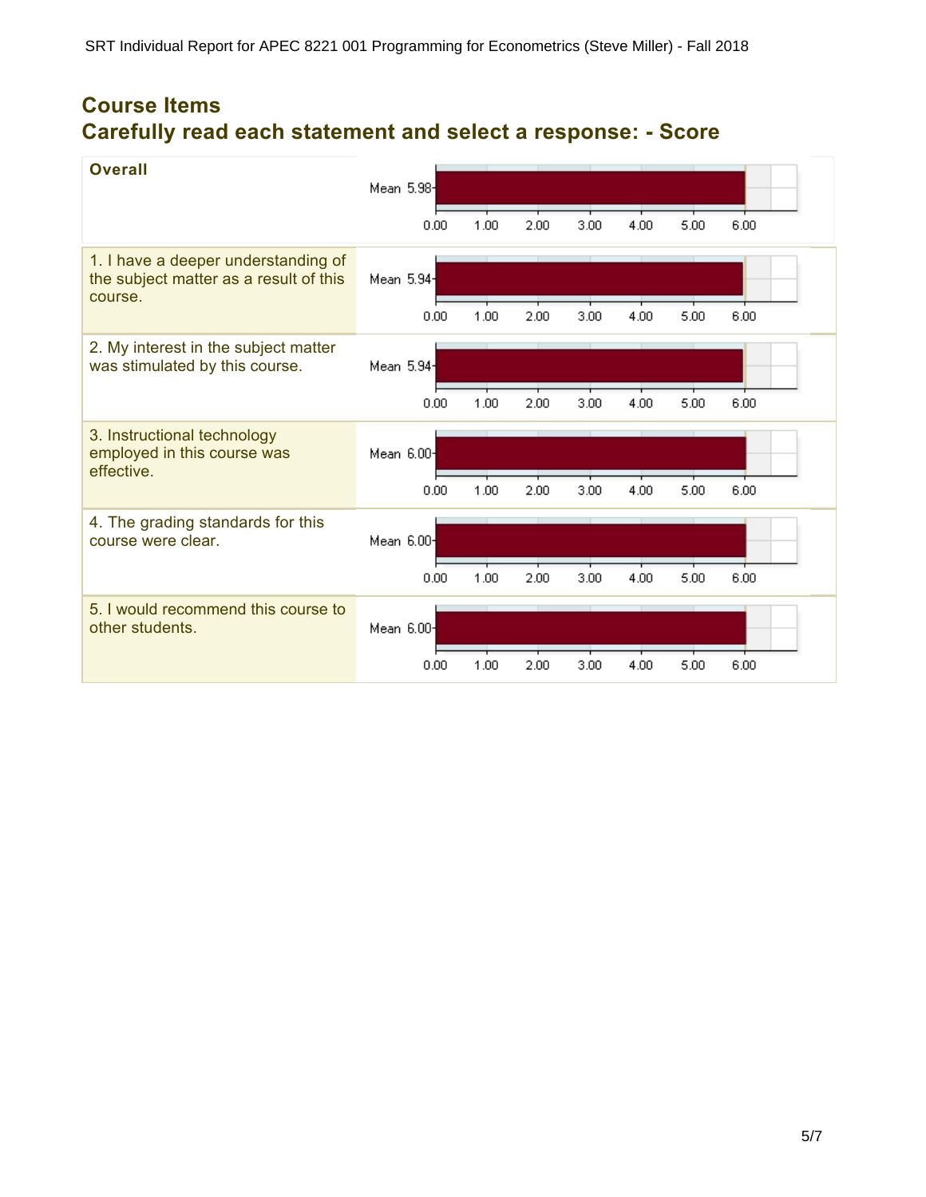## Course Items
## Carefully read each statement and select a response: - Score

| Item | Mean |
|---|---|
| **Overall** | 5.98 |
| 1. I have a deeper understanding of the subject matter as a result of this course. | 5.94 |
| 2. My interest in the subject matter was stimulated by this course. | 5.94 |
| 3. Instructional technology employed in this course was effective. | 6.00 |
| 4. The grading standards for this course were clear. | 6.00 |
| 5. I would recommend this course to other students. | 6.00 |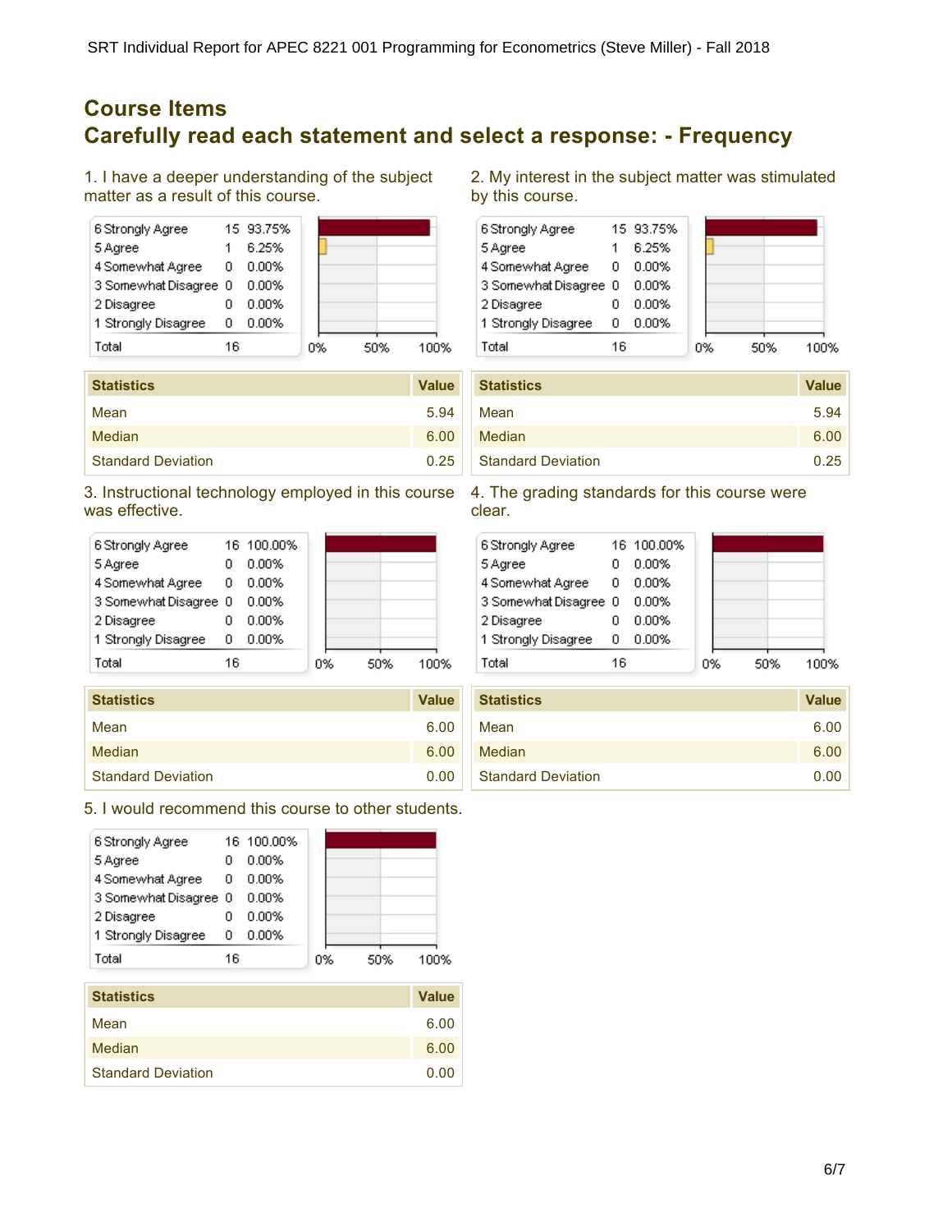## Course Items

## Carefully read each statement and select a response: - Frequency

1. I have a deeper understanding of the subject matter as a result of this course.

| Response | Count | Percent |
| --- | --- | --- |
| 6 Strongly Agree | 15 | 93.75% |
| 5 Agree | 1 | 6.25% |
| 4 Somewhat Agree | 0 | 0.00% |
| 3 Somewhat Disagree | 0 | 0.00% |
| 2 Disagree | 0 | 0.00% |
| 1 Strongly Disagree | 0 | 0.00% |
| Total | 16 | |

| Statistics | Value |
| --- | --- |
| Mean | 5.94 |
| Median | 6.00 |
| Standard Deviation | 0.25 |

2. My interest in the subject matter was stimulated by this course.

| Response | Count | Percent |
| --- | --- | --- |
| 6 Strongly Agree | 15 | 93.75% |
| 5 Agree | 1 | 6.25% |
| 4 Somewhat Agree | 0 | 0.00% |
| 3 Somewhat Disagree | 0 | 0.00% |
| 2 Disagree | 0 | 0.00% |
| 1 Strongly Disagree | 0 | 0.00% |
| Total | 16 | |

| Statistics | Value |
| --- | --- |
| Mean | 5.94 |
| Median | 6.00 |
| Standard Deviation | 0.25 |

3. Instructional technology employed in this course was effective.

| Response | Count | Percent |
| --- | --- | --- |
| 6 Strongly Agree | 16 | 100.00% |
| 5 Agree | 0 | 0.00% |
| 4 Somewhat Agree | 0 | 0.00% |
| 3 Somewhat Disagree | 0 | 0.00% |
| 2 Disagree | 0 | 0.00% |
| 1 Strongly Disagree | 0 | 0.00% |
| Total | 16 | |

| Statistics | Value |
| --- | --- |
| Mean | 6.00 |
| Median | 6.00 |
| Standard Deviation | 0.00 |

4. The grading standards for this course were clear.

| Response | Count | Percent |
| --- | --- | --- |
| 6 Strongly Agree | 16 | 100.00% |
| 5 Agree | 0 | 0.00% |
| 4 Somewhat Agree | 0 | 0.00% |
| 3 Somewhat Disagree | 0 | 0.00% |
| 2 Disagree | 0 | 0.00% |
| 1 Strongly Disagree | 0 | 0.00% |
| Total | 16 | |

| Statistics | Value |
| --- | --- |
| Mean | 6.00 |
| Median | 6.00 |
| Standard Deviation | 0.00 |

5. I would recommend this course to other students.

| Response | Count | Percent |
| --- | --- | --- |
| 6 Strongly Agree | 16 | 100.00% |
| 5 Agree | 0 | 0.00% |
| 4 Somewhat Agree | 0 | 0.00% |
| 3 Somewhat Disagree | 0 | 0.00% |
| 2 Disagree | 0 | 0.00% |
| 1 Strongly Disagree | 0 | 0.00% |
| Total | 16 | |

| Statistics | Value |
| --- | --- |
| Mean | 6.00 |
| Median | 6.00 |
| Standard Deviation | 0.00 |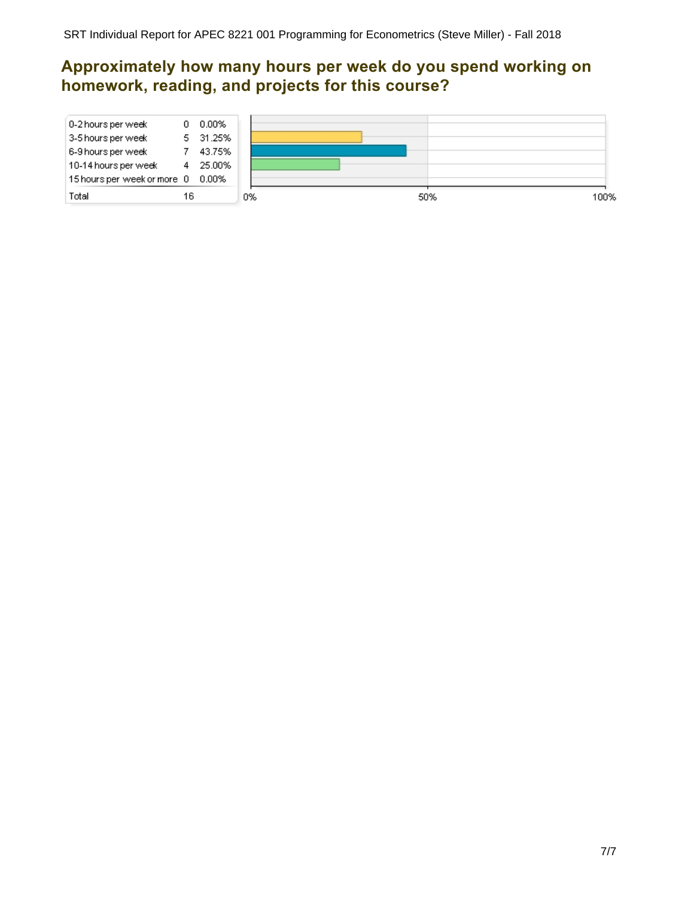## Approximately how many hours per week do you spend working on homework, reading, and projects for this course?

| | | |
|---|---|---|
| 0-2 hours per week | 0 | 0.00% |
| 3-5 hours per week | 5 | 31.25% |
| 6-9 hours per week | 7 | 43.75% |
| 10-14 hours per week | 4 | 25.00% |
| 15 hours per week or more | 0 | 0.00% |
| Total | 16 | |

0%

50%

100%